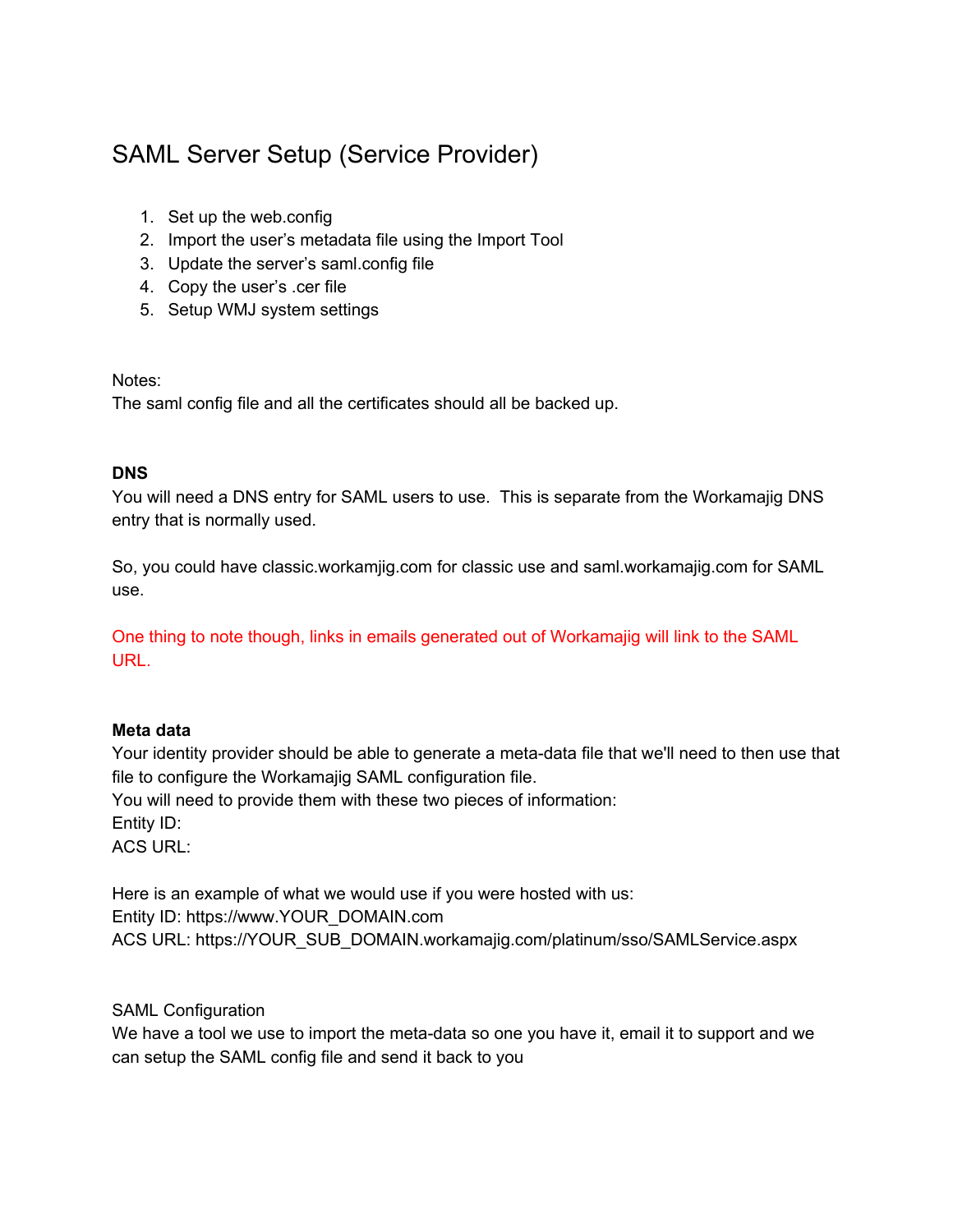# SAML Server Setup (Service Provider)

1. Set up the web.config
2. Import the user's metadata file using the Import Tool
3. Update the server's saml.config file
4. Copy the user's .cer file
5. Setup WMJ system settings

Notes:
The saml config file and all the certificates should all be backed up.

**DNS**
You will need a DNS entry for SAML users to use. This is separate from the Workamajig DNS entry that is normally used.

So, you could have classic.workamjig.com for classic use and saml.workamajig.com for SAML use.

One thing to note though, links in emails generated out of Workamajig will link to the SAML URL.

**Meta data**
Your identity provider should be able to generate a meta-data file that we'll need to then use that file to configure the Workamajig SAML configuration file.
You will need to provide them with these two pieces of information:
Entity ID:
ACS URL:

Here is an example of what we would use if you were hosted with us:
Entity ID: https://www.YOUR_DOMAIN.com
ACS URL: https://YOUR_SUB_DOMAIN.workamajig.com/platinum/sso/SAMLService.aspx

SAML Configuration
We have a tool we use to import the meta-data so one you have it, email it to support and we can setup the SAML config file and send it back to you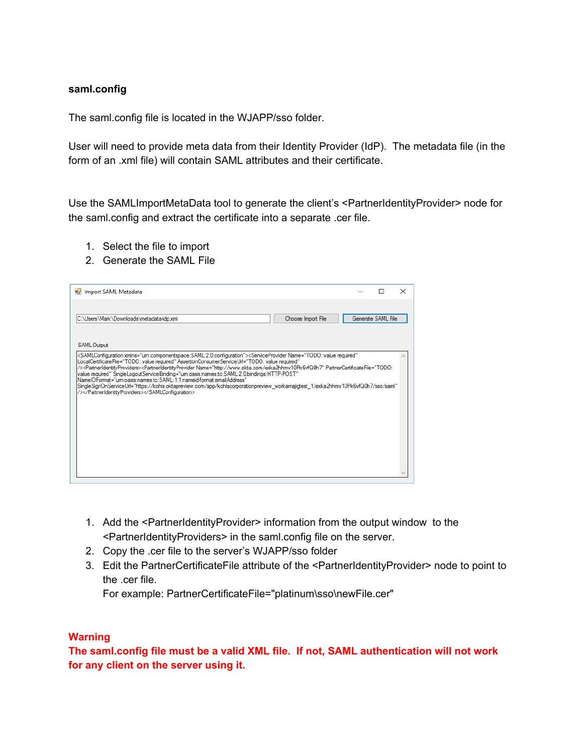**saml.config**

The saml.config file is located in the WJAPP/sso folder.

User will need to provide meta data from their Identity Provider (IdP). The metadata file (in the form of an .xml file) will contain SAML attributes and their certificate.

Use the SAMLImportMetaData tool to generate the client's <PartnerIdentityProvider> node for the saml.config and extract the certificate into a separate .cer file.

1. Select the file to import
2. Generate the SAML File

Import SAML Metadata

C:\Users\Mark\Downloads\metadata-idp.xml | Choose Import File | Generate SAML File

SAML Output

```
<SAMLConfiguration xmlns="urn:componentspace:SAML:2.0:configuration"><ServiceProvider Name="TODO: value required"
LocalCertificateFile="TODO: value required" AssertionConsumerServiceUrl="TODO: value required"
/><PartnerIdentityProviders><PartnerIdentityProvider Name="http://www.okta.com/exka2hhmv10Pk6vfQ0h7" PartnerCertificateFile="TODO:
value required" SingleLogoutServiceBinding="urn:oasis:names:tc:SAML:2.0:bindings:HTTP-POST"
NameIDFormat="urn:oasis:names:tc:SAML:1.1:nameid-format:emailAddress"
SingleSignOnServiceUrl="https://kohls.oktapreview.com/app/kohlscorporationpreview_workamajictest_1/exka2hhmv10Pk6vfQ0h7/sso/saml"
/></PartnerIdentityProviders></SAMLConfiguration>
```

1. Add the <PartnerIdentityProvider> information from the output window to the <PartnerIdentityProviders> in the saml.config file on the server.
2. Copy the .cer file to the server's WJAPP/sso folder
3. Edit the PartnerCertificateFile attribute of the <PartnerIdentityProvider> node to point to the .cer file.
   For example: PartnerCertificateFile="platinum\sso\newFile.cer"

**Warning**
**The saml.config file must be a valid XML file. If not, SAML authentication will not work for any client on the server using it.**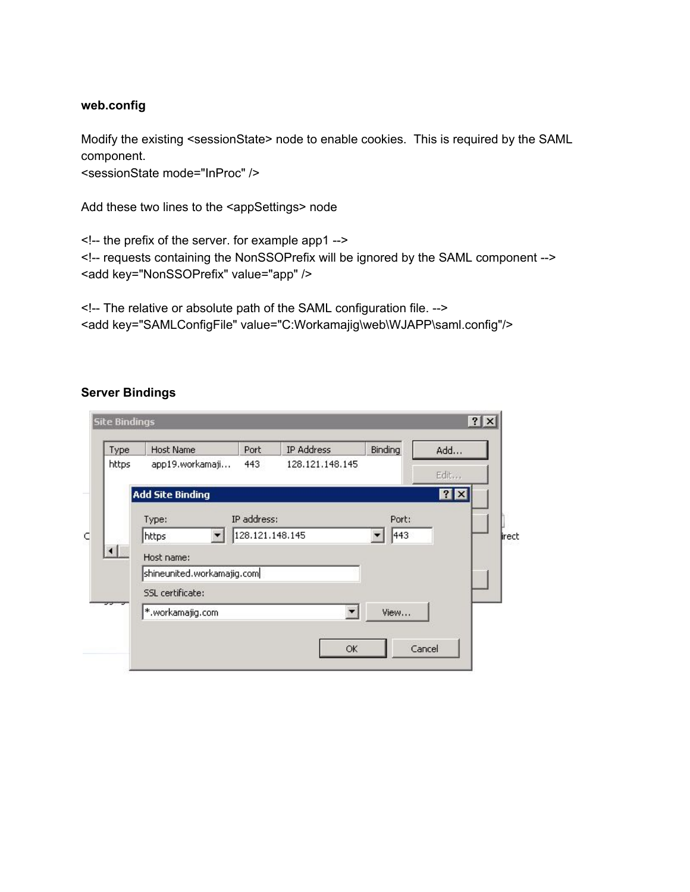**web.config**

Modify the existing <sessionState> node to enable cookies. This is required by the SAML component.

```
<sessionState mode="InProc" />
```

Add these two lines to the <appSettings> node

```
<!-- the prefix of the server. for example app1 -->
<!-- requests containing the NonSSOPrefix will be ignored by the SAML component -->
<add key="NonSSOPrefix" value="app" />

<!-- The relative or absolute path of the SAML configuration file. -->
<add key="SAMLConfigFile" value="C:Workamajig\web\WJAPP\saml.config"/>
```

**Server Bindings**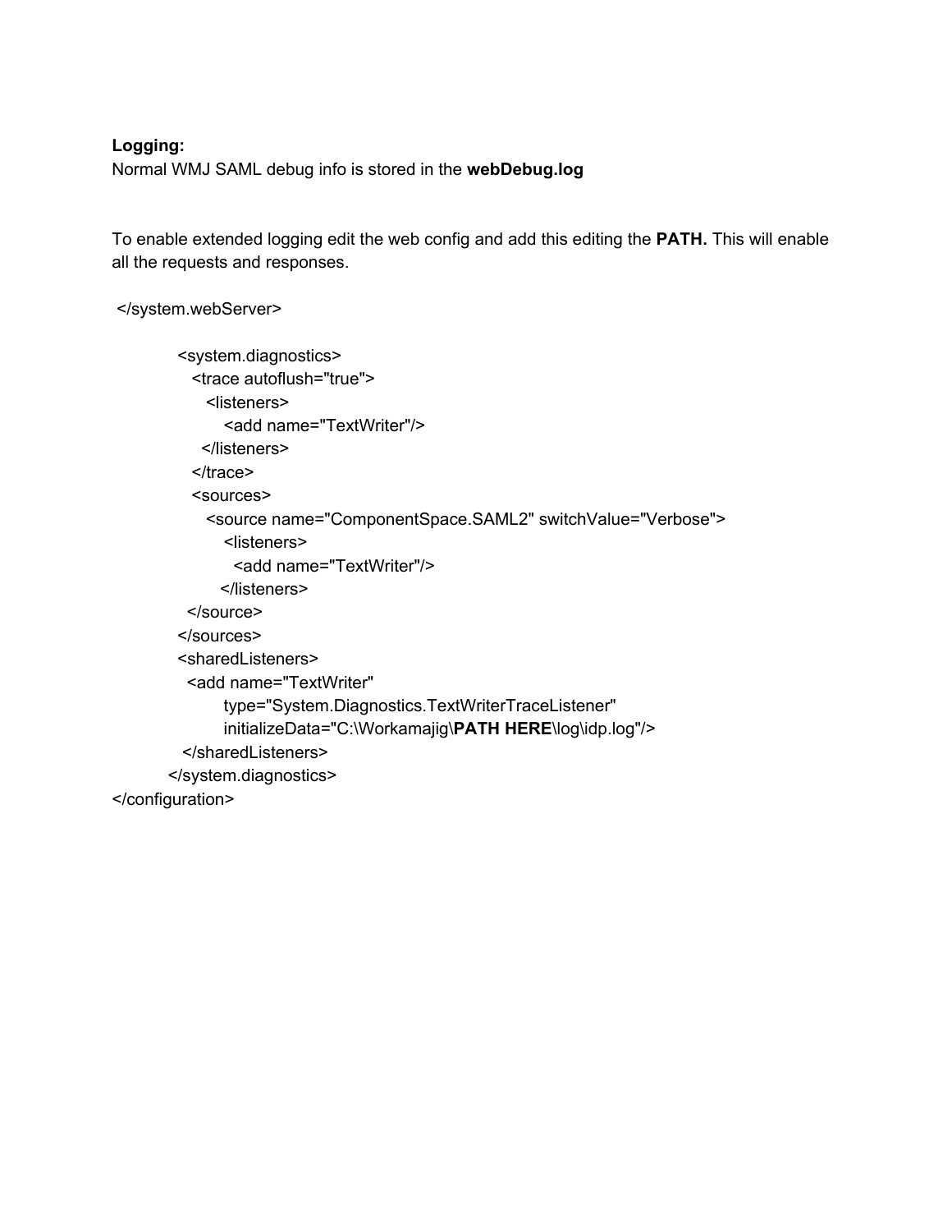**Logging:**

Normal WMJ SAML debug info is stored in the **webDebug.log**

To enable extended logging edit the web config and add this editing the **PATH.** This will enable all the requests and responses.

```
 </system.webServer>

      <system.diagnostics>
        <trace autoflush="true">
          <listeners>
            <add name="TextWriter"/>
          </listeners>
        </trace>
        <sources>
          <source name="ComponentSpace.SAML2" switchValue="Verbose">
            <listeners>
              <add name="TextWriter"/>
            </listeners>
          </source>
        </sources>
        <sharedListeners>
          <add name="TextWriter"
               type="System.Diagnostics.TextWriterTraceListener"
               initializeData="C:\Workamajig\PATH HERE\log\idp.log"/>
        </sharedListeners>
      </system.diagnostics>
</configuration>
```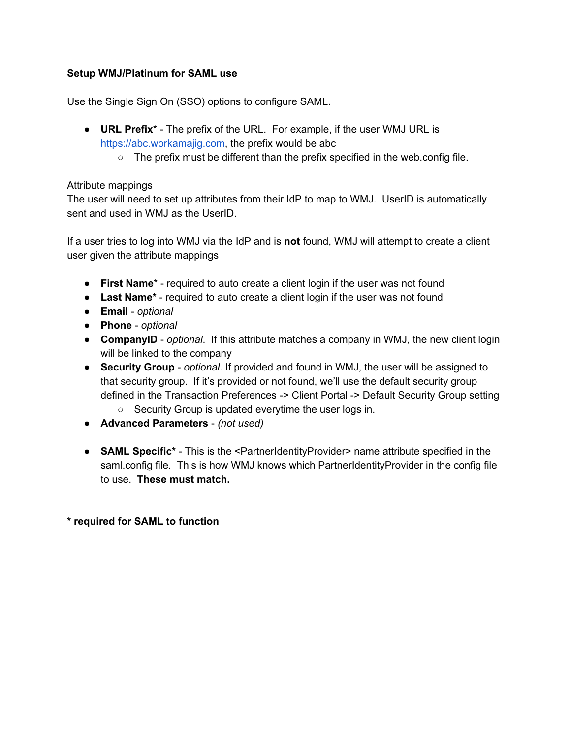**Setup WMJ/Platinum for SAML use**

Use the Single Sign On (SSO) options to configure SAML.

- **URL Prefix*** - The prefix of the URL. For example, if the user WMJ URL is https://abc.workamajig.com, the prefix would be abc
  - The prefix must be different than the prefix specified in the web.config file.

Attribute mappings
The user will need to set up attributes from their IdP to map to WMJ. UserID is automatically sent and used in WMJ as the UserID.

If a user tries to log into WMJ via the IdP and is **not** found, WMJ will attempt to create a client user given the attribute mappings

- **First Name*** - required to auto create a client login if the user was not found
- **Last Name*** - required to auto create a client login if the user was not found
- **Email** - *optional*
- **Phone** - *optional*
- **CompanyID** - *optional*. If this attribute matches a company in WMJ, the new client login will be linked to the company
- **Security Group** - *optional*. If provided and found in WMJ, the user will be assigned to that security group. If it's provided or not found, we'll use the default security group defined in the Transaction Preferences -> Client Portal -> Default Security Group setting
  - Security Group is updated everytime the user logs in.
- **Advanced Parameters** - *(not used)*

- **SAML Specific*** - This is the <PartnerIdentityProvider> name attribute specified in the saml.config file. This is how WMJ knows which PartnerIdentityProvider in the config file to use. **These must match.**

**\* required for SAML to function**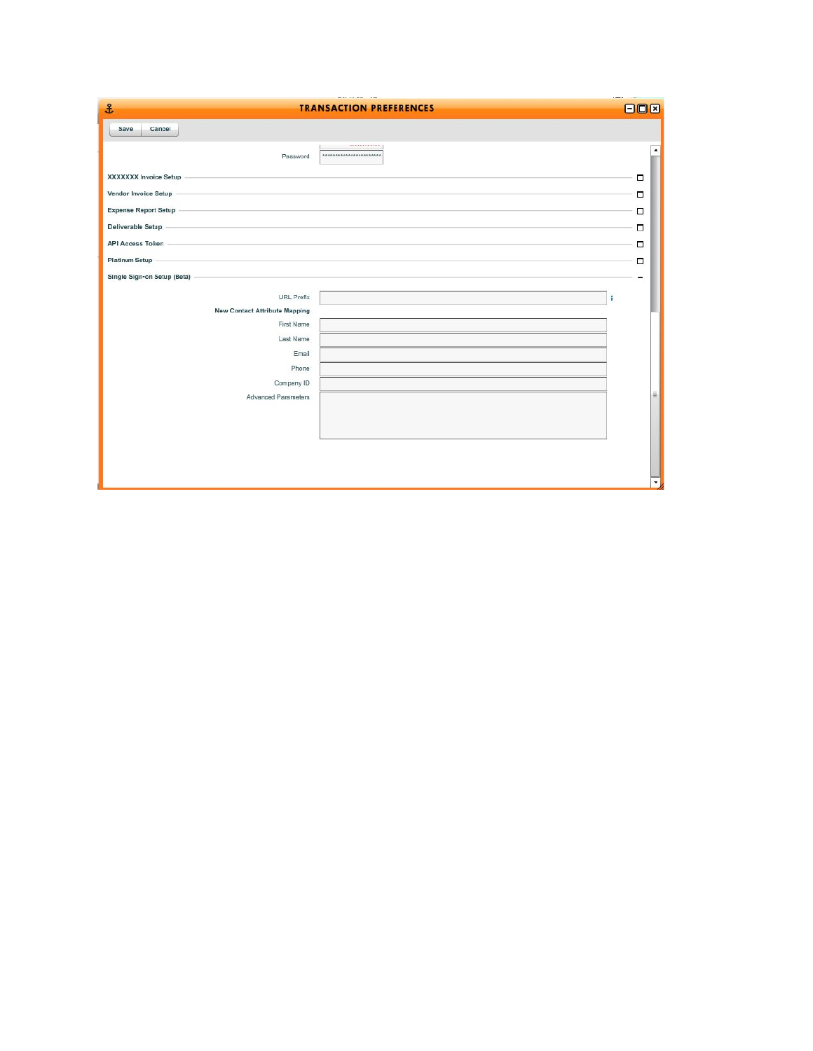**TRANSACTION PREFERENCES**

Save | Cancel

Password: ************************

XXXXXXX Invoice Setup

Vendor Invoice Setup

Expense Report Setup

Deliverable Setup

API Access Token

Platinum Setup

Single Sign-on Setup (Beta)

URL Prefix

**New Contact Attribute Mapping**

First Name

Last Name

Email

Phone

Company ID

Advanced Parameters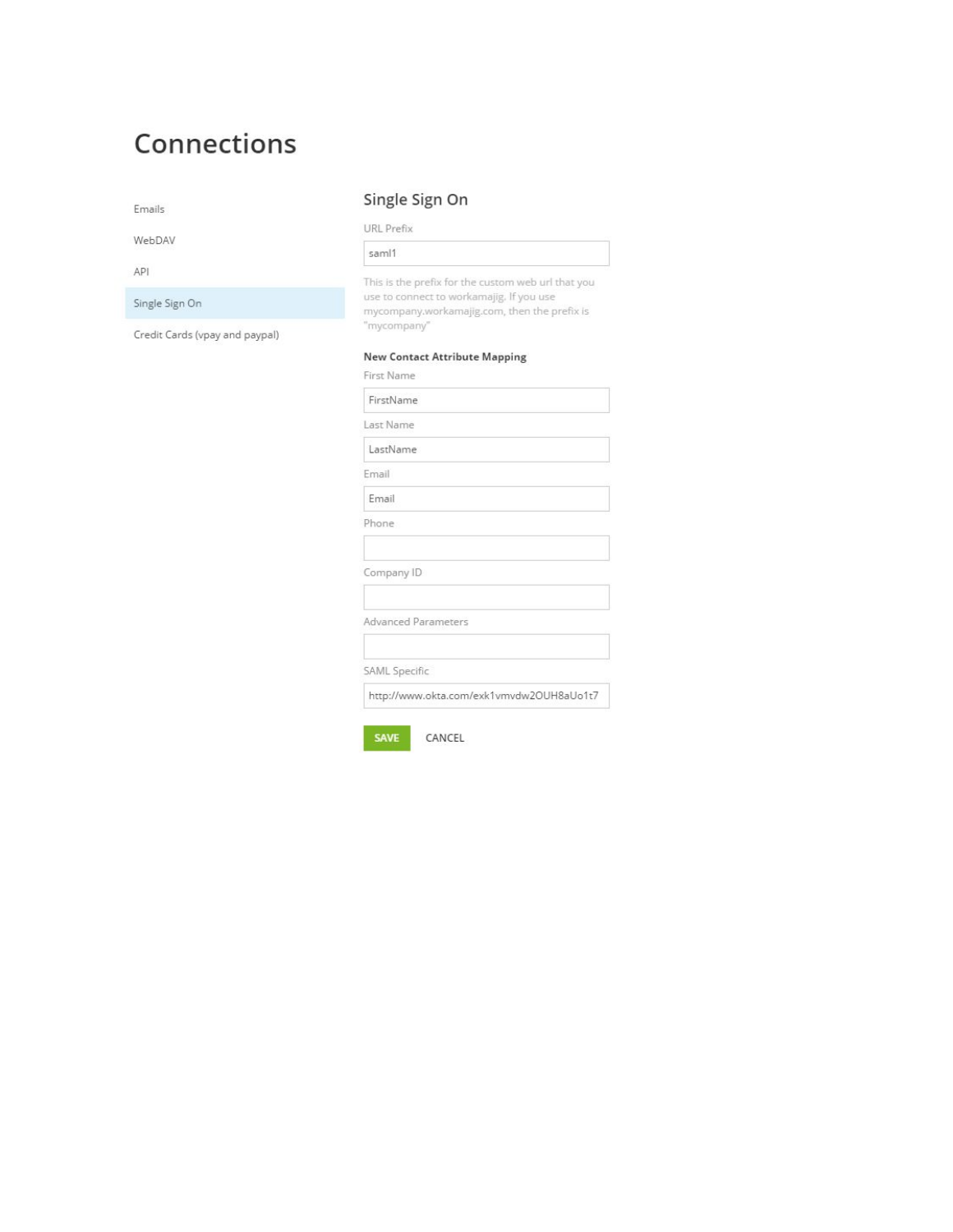# Connections

- Emails
- WebDAV
- API
- Single Sign On
- Credit Cards (vpay and paypal)

## Single Sign On

URL Prefix

saml1

This is the prefix for the custom web url that you use to connect to workamajig. If you use mycompany.workamajig.com, then the prefix is "mycompany"

**New Contact Attribute Mapping**

First Name

FirstName

Last Name

LastName

Email

Email

Phone

Company ID

Advanced Parameters

SAML Specific

http://www.okta.com/exk1vmvdw2OUH8aUo1t7

SAVE CANCEL